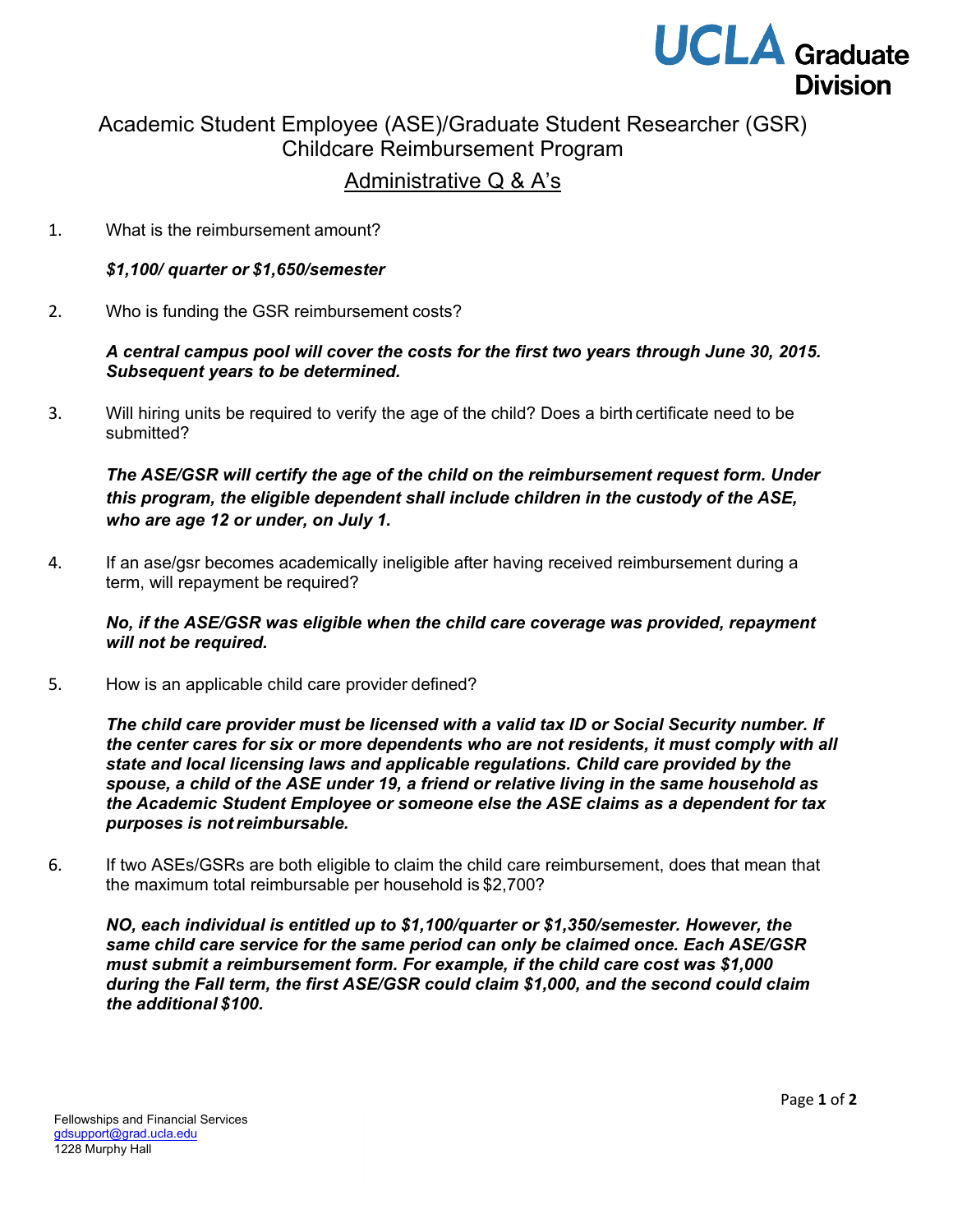# Academic Student Employee (ASE)/Graduate Student Researcher (GSR) Childcare Reimbursement Program

## Administrative Q & A's

1. What is the reimbursement amount?

   ***$1,100/ quarter or $1,650/semester***

2. Who is funding the GSR reimbursement costs?

   ***A central campus pool will cover the costs for the first two years through June 30, 2015. Subsequent years to be determined.***

3. Will hiring units be required to verify the age of the child? Does a birth certificate need to be submitted?

   ***The ASE/GSR will certify the age of the child on the reimbursement request form. Under this program, the eligible dependent shall include children in the custody of the ASE, who are age 12 or under, on July 1.***

4. If an ase/gsr becomes academically ineligible after having received reimbursement during a term, will repayment be required?

   ***No, if the ASE/GSR was eligible when the child care coverage was provided, repayment will not be required.***

5. How is an applicable child care provider defined?

   ***The child care provider must be licensed with a valid tax ID or Social Security number. If the center cares for six or more dependents who are not residents, it must comply with all state and local licensing laws and applicable regulations. Child care provided by the spouse, a child of the ASE under 19, a friend or relative living in the same household as the Academic Student Employee or someone else the ASE claims as a dependent for tax purposes is not reimbursable.***

6. If two ASEs/GSRs are both eligible to claim the child care reimbursement, does that mean that the maximum total reimbursable per household is $2,700?

   ***NO, each individual is entitled up to $1,100/quarter or $1,350/semester. However, the same child care service for the same period can only be claimed once. Each ASE/GSR must submit a reimbursement form. For example, if the child care cost was $1,000 during the Fall term, the first ASE/GSR could claim $1,000, and the second could claim the additional $100.***

Fellowships and Financial Services
gdsupport@grad.ucla.edu
1228 Murphy Hall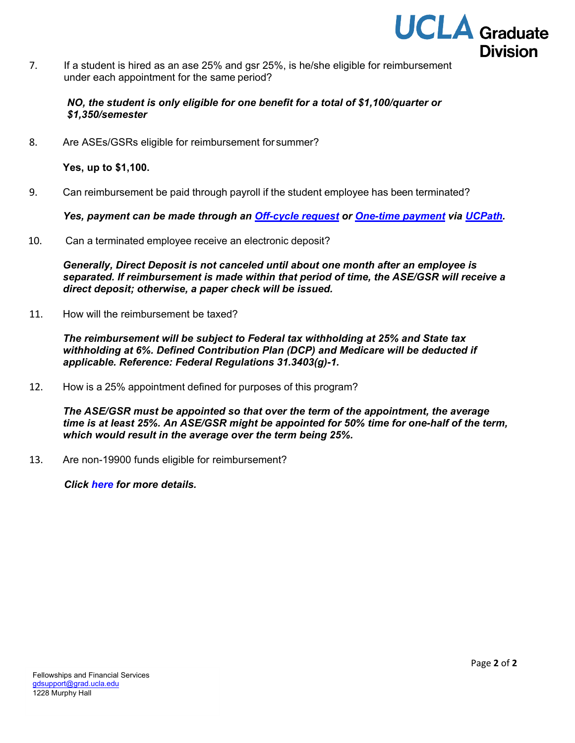7. If a student is hired as an ase 25% and gsr 25%, is he/she eligible for reimbursement under each appointment for the same period?

   ***NO, the student is only eligible for one benefit for a total of $1,100/quarter or $1,350/semester***

8. Are ASEs/GSRs eligible for reimbursement for summer?

   **Yes, up to $1,100.**

9. Can reimbursement be paid through payroll if the student employee has been terminated?

   ***Yes, payment can be made through an Off-cycle request or One-time payment via UCPath.***

10. Can a terminated employee receive an electronic deposit?

    ***Generally, Direct Deposit is not canceled until about one month after an employee is separated. If reimbursement is made within that period of time, the ASE/GSR will receive a direct deposit; otherwise, a paper check will be issued.***

11. How will the reimbursement be taxed?

    ***The reimbursement will be subject to Federal tax withholding at 25% and State tax withholding at 6%. Defined Contribution Plan (DCP) and Medicare will be deducted if applicable. Reference: Federal Regulations 31.3403(g)-1.***

12. How is a 25% appointment defined for purposes of this program?

    ***The ASE/GSR must be appointed so that over the term of the appointment, the average time is at least 25%. An ASE/GSR might be appointed for 50% time for one-half of the term, which would result in the average over the term being 25%.***

13. Are non-19900 funds eligible for reimbursement?

    ***Click here for more details.***

Fellowships and Financial Services
gdsupport@grad.ucla.edu
1228 Murphy Hall